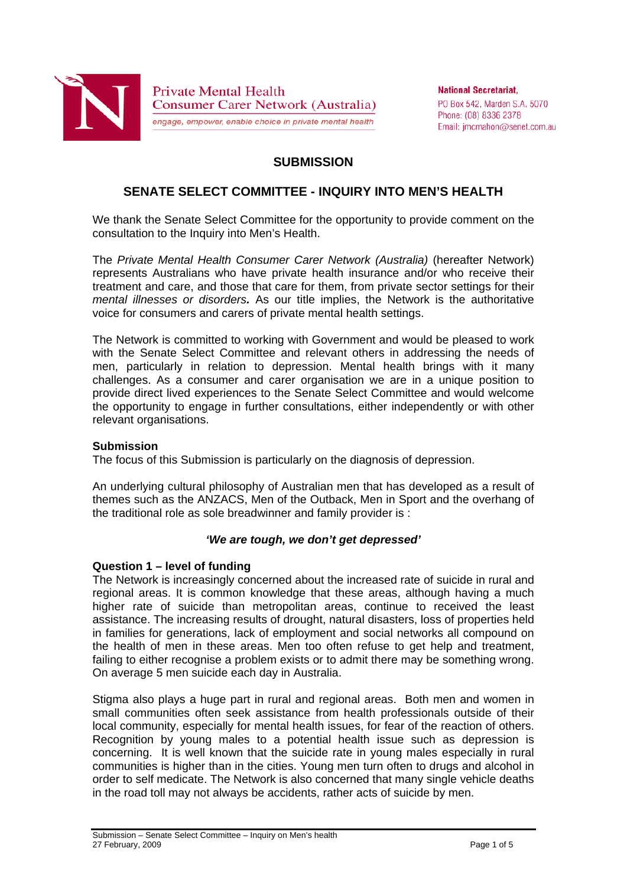Private Mental Health
Consumer Carer Network (Australia)
*engage, empower, enable choice in private mental health*

**National Secretariat,**
PO Box 542, Marden S.A. 5070
Phone: (08) 8336 2378
Email: jmcmahon@senet.com.au

# SUBMISSION

## SENATE SELECT COMMITTEE - INQUIRY INTO MEN'S HEALTH

We thank the Senate Select Committee for the opportunity to provide comment on the consultation to the Inquiry into Men's Health.

The *Private Mental Health Consumer Carer Network (Australia)* (hereafter Network) represents Australians who have private health insurance and/or who receive their treatment and care, and those that care for them, from private sector settings for their *mental illnesses or disorders.* As our title implies, the Network is the authoritative voice for consumers and carers of private mental health settings.

The Network is committed to working with Government and would be pleased to work with the Senate Select Committee and relevant others in addressing the needs of men, particularly in relation to depression. Mental health brings with it many challenges. As a consumer and carer organisation we are in a unique position to provide direct lived experiences to the Senate Select Committee and would welcome the opportunity to engage in further consultations, either independently or with other relevant organisations.

### Submission

The focus of this Submission is particularly on the diagnosis of depression.

An underlying cultural philosophy of Australian men that has developed as a result of themes such as the ANZACS, Men of the Outback, Men in Sport and the overhang of the traditional role as sole breadwinner and family provider is :

***'We are tough, we don't get depressed'***

### Question 1 – level of funding

The Network is increasingly concerned about the increased rate of suicide in rural and regional areas. It is common knowledge that these areas, although having a much higher rate of suicide than metropolitan areas, continue to received the least assistance. The increasing results of drought, natural disasters, loss of properties held in families for generations, lack of employment and social networks all compound on the health of men in these areas. Men too often refuse to get help and treatment, failing to either recognise a problem exists or to admit there may be something wrong. On average 5 men suicide each day in Australia.

Stigma also plays a huge part in rural and regional areas. Both men and women in small communities often seek assistance from health professionals outside of their local community, especially for mental health issues, for fear of the reaction of others. Recognition by young males to a potential health issue such as depression is concerning. It is well known that the suicide rate in young males especially in rural communities is higher than in the cities. Young men turn often to drugs and alcohol in order to self medicate. The Network is also concerned that many single vehicle deaths in the road toll may not always be accidents, rather acts of suicide by men.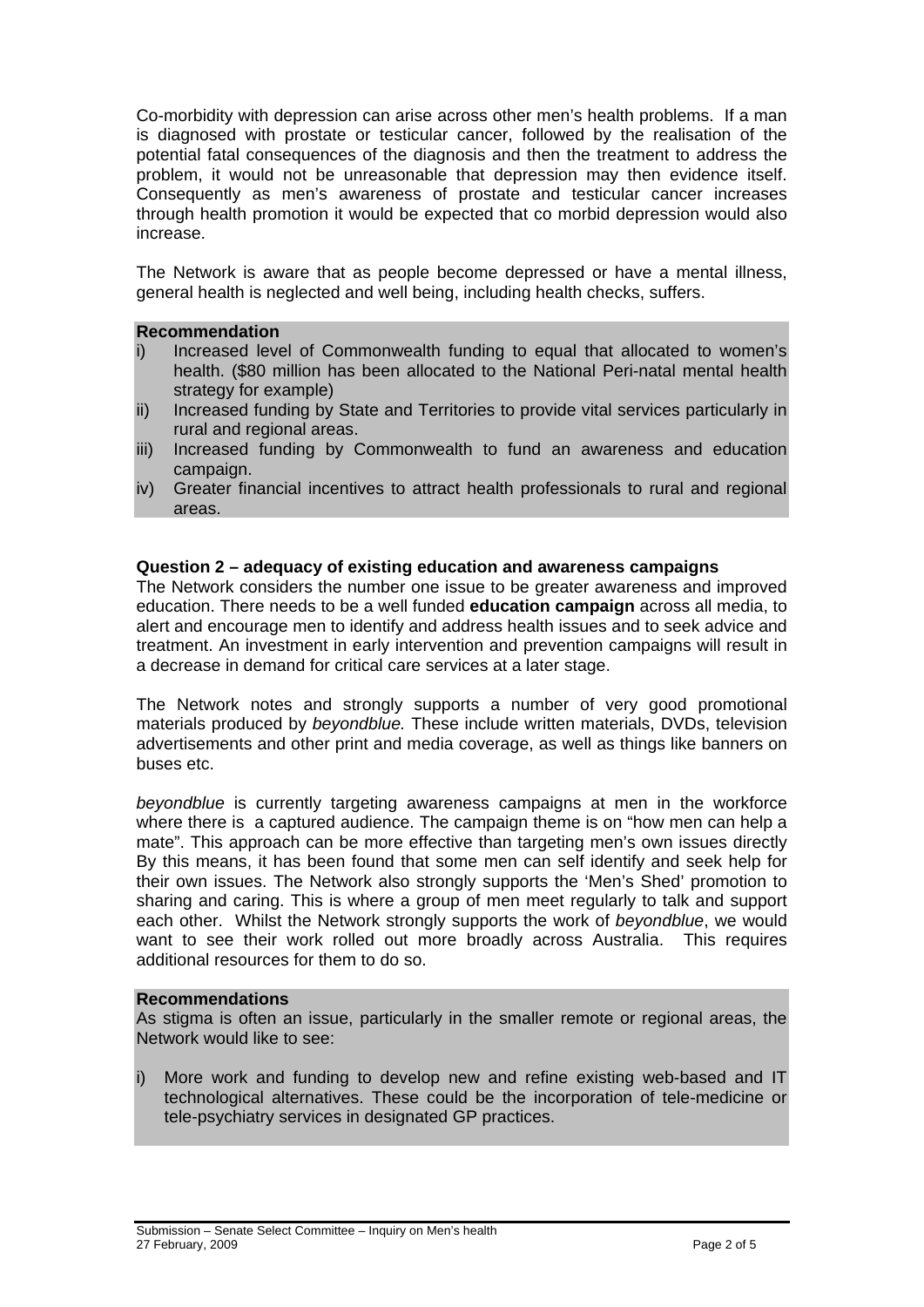Co-morbidity with depression can arise across other men's health problems. If a man is diagnosed with prostate or testicular cancer, followed by the realisation of the potential fatal consequences of the diagnosis and then the treatment to address the problem, it would not be unreasonable that depression may then evidence itself. Consequently as men's awareness of prostate and testicular cancer increases through health promotion it would be expected that co morbid depression would also increase.

The Network is aware that as people become depressed or have a mental illness, general health is neglected and well being, including health checks, suffers.

**Recommendation**

i) Increased level of Commonwealth funding to equal that allocated to women's health. ($80 million has been allocated to the National Peri-natal mental health strategy for example)
ii) Increased funding by State and Territories to provide vital services particularly in rural and regional areas.
iii) Increased funding by Commonwealth to fund an awareness and education campaign.
iv) Greater financial incentives to attract health professionals to rural and regional areas.

**Question 2 – adequacy of existing education and awareness campaigns**

The Network considers the number one issue to be greater awareness and improved education. There needs to be a well funded **education campaign** across all media, to alert and encourage men to identify and address health issues and to seek advice and treatment. An investment in early intervention and prevention campaigns will result in a decrease in demand for critical care services at a later stage.

The Network notes and strongly supports a number of very good promotional materials produced by *beyondblue.* These include written materials, DVDs, television advertisements and other print and media coverage, as well as things like banners on buses etc.

*beyondblue* is currently targeting awareness campaigns at men in the workforce where there is a captured audience. The campaign theme is on "how men can help a mate". This approach can be more effective than targeting men's own issues directly By this means, it has been found that some men can self identify and seek help for their own issues. The Network also strongly supports the 'Men's Shed' promotion to sharing and caring. This is where a group of men meet regularly to talk and support each other. Whilst the Network strongly supports the work of *beyondblue*, we would want to see their work rolled out more broadly across Australia. This requires additional resources for them to do so.

**Recommendations**

As stigma is often an issue, particularly in the smaller remote or regional areas, the Network would like to see:

i) More work and funding to develop new and refine existing web-based and IT technological alternatives. These could be the incorporation of tele-medicine or tele-psychiatry services in designated GP practices.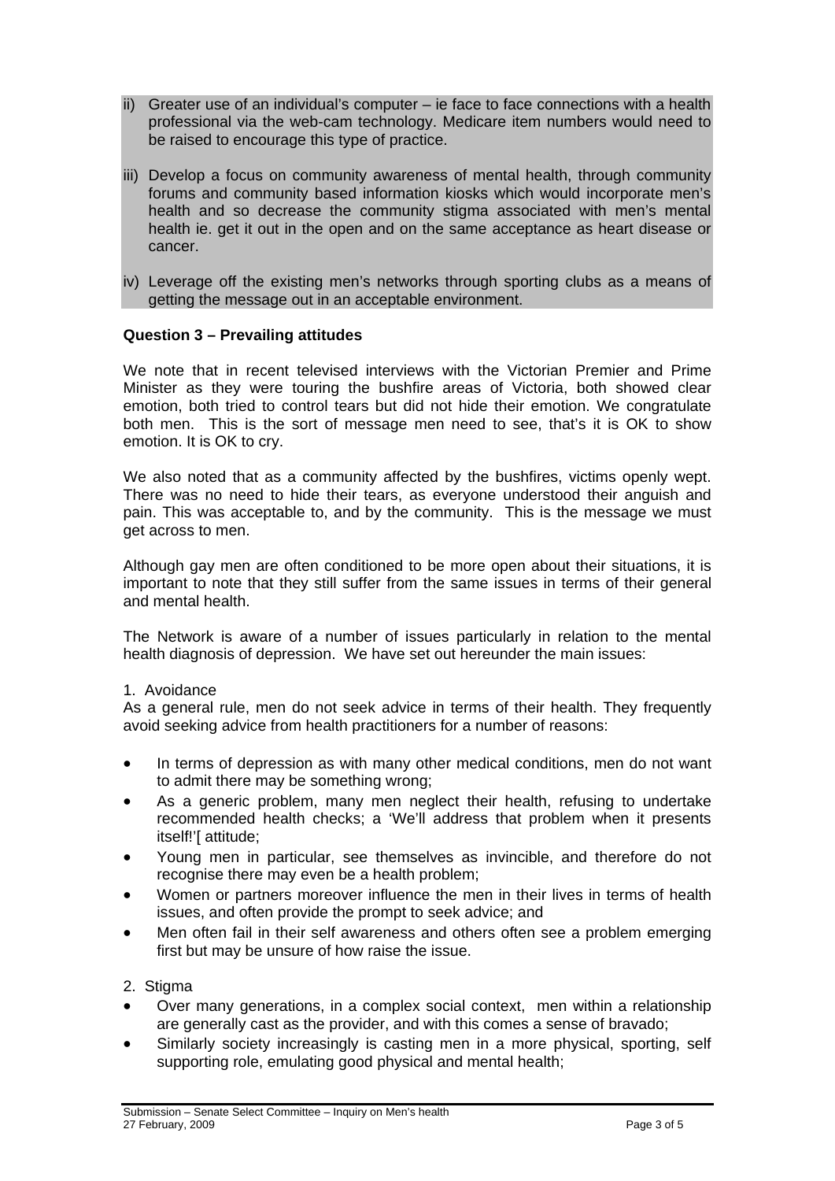ii) Greater use of an individual's computer – ie face to face connections with a health professional via the web-cam technology. Medicare item numbers would need to be raised to encourage this type of practice.

iii) Develop a focus on community awareness of mental health, through community forums and community based information kiosks which would incorporate men's health and so decrease the community stigma associated with men's mental health ie. get it out in the open and on the same acceptance as heart disease or cancer.

iv) Leverage off the existing men's networks through sporting clubs as a means of getting the message out in an acceptable environment.

**Question 3 – Prevailing attitudes**

We note that in recent televised interviews with the Victorian Premier and Prime Minister as they were touring the bushfire areas of Victoria, both showed clear emotion, both tried to control tears but did not hide their emotion. We congratulate both men. This is the sort of message men need to see, that's it is OK to show emotion. It is OK to cry.

We also noted that as a community affected by the bushfires, victims openly wept. There was no need to hide their tears, as everyone understood their anguish and pain. This was acceptable to, and by the community. This is the message we must get across to men.

Although gay men are often conditioned to be more open about their situations, it is important to note that they still suffer from the same issues in terms of their general and mental health.

The Network is aware of a number of issues particularly in relation to the mental health diagnosis of depression. We have set out hereunder the main issues:

1. Avoidance

As a general rule, men do not seek advice in terms of their health. They frequently avoid seeking advice from health practitioners for a number of reasons:

- In terms of depression as with many other medical conditions, men do not want to admit there may be something wrong;
- As a generic problem, many men neglect their health, refusing to undertake recommended health checks; a 'We'll address that problem when it presents itself!'[ attitude;
- Young men in particular, see themselves as invincible, and therefore do not recognise there may even be a health problem;
- Women or partners moreover influence the men in their lives in terms of health issues, and often provide the prompt to seek advice; and
- Men often fail in their self awareness and others often see a problem emerging first but may be unsure of how raise the issue.

2. Stigma

- Over many generations, in a complex social context, men within a relationship are generally cast as the provider, and with this comes a sense of bravado;
- Similarly society increasingly is casting men in a more physical, sporting, self supporting role, emulating good physical and mental health;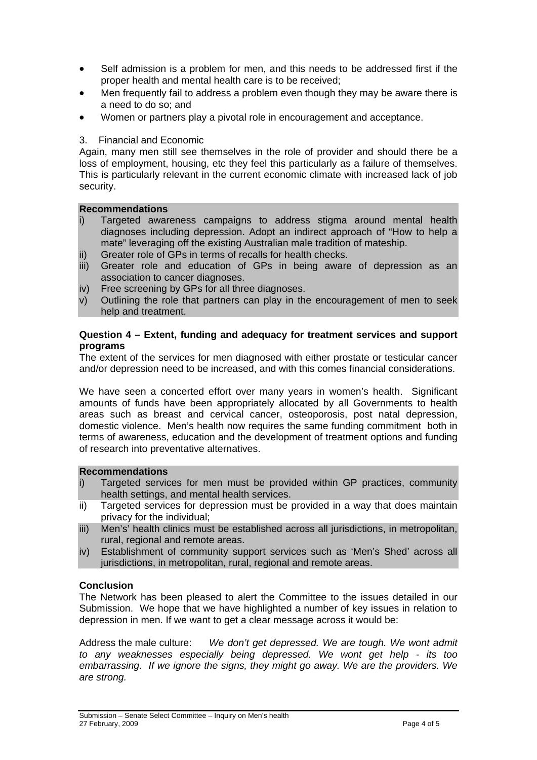- Self admission is a problem for men, and this needs to be addressed first if the proper health and mental health care is to be received;
- Men frequently fail to address a problem even though they may be aware there is a need to do so; and
- Women or partners play a pivotal role in encouragement and acceptance.

3. Financial and Economic

Again, many men still see themselves in the role of provider and should there be a loss of employment, housing, etc they feel this particularly as a failure of themselves. This is particularly relevant in the current economic climate with increased lack of job security.

**Recommendations**

i) Targeted awareness campaigns to address stigma around mental health diagnoses including depression. Adopt an indirect approach of "How to help a mate" leveraging off the existing Australian male tradition of mateship.

ii) Greater role of GPs in terms of recalls for health checks.

iii) Greater role and education of GPs in being aware of depression as an association to cancer diagnoses.

iv) Free screening by GPs for all three diagnoses.

v) Outlining the role that partners can play in the encouragement of men to seek help and treatment.

**Question 4 – Extent, funding and adequacy for treatment services and support programs**

The extent of the services for men diagnosed with either prostate or testicular cancer and/or depression need to be increased, and with this comes financial considerations.

We have seen a concerted effort over many years in women's health. Significant amounts of funds have been appropriately allocated by all Governments to health areas such as breast and cervical cancer, osteoporosis, post natal depression, domestic violence. Men's health now requires the same funding commitment both in terms of awareness, education and the development of treatment options and funding of research into preventative alternatives.

**Recommendations**

i) Targeted services for men must be provided within GP practices, community health settings, and mental health services.

ii) Targeted services for depression must be provided in a way that does maintain privacy for the individual;

iii) Men's' health clinics must be established across all jurisdictions, in metropolitan, rural, regional and remote areas.

iv) Establishment of community support services such as 'Men's Shed' across all jurisdictions, in metropolitan, rural, regional and remote areas.

**Conclusion**

The Network has been pleased to alert the Committee to the issues detailed in our Submission. We hope that we have highlighted a number of key issues in relation to depression in men. If we want to get a clear message across it would be:

Address the male culture: *We don't get depressed. We are tough. We wont admit to any weaknesses especially being depressed. We wont get help - its too embarrassing. If we ignore the signs, they might go away. We are the providers. We are strong.*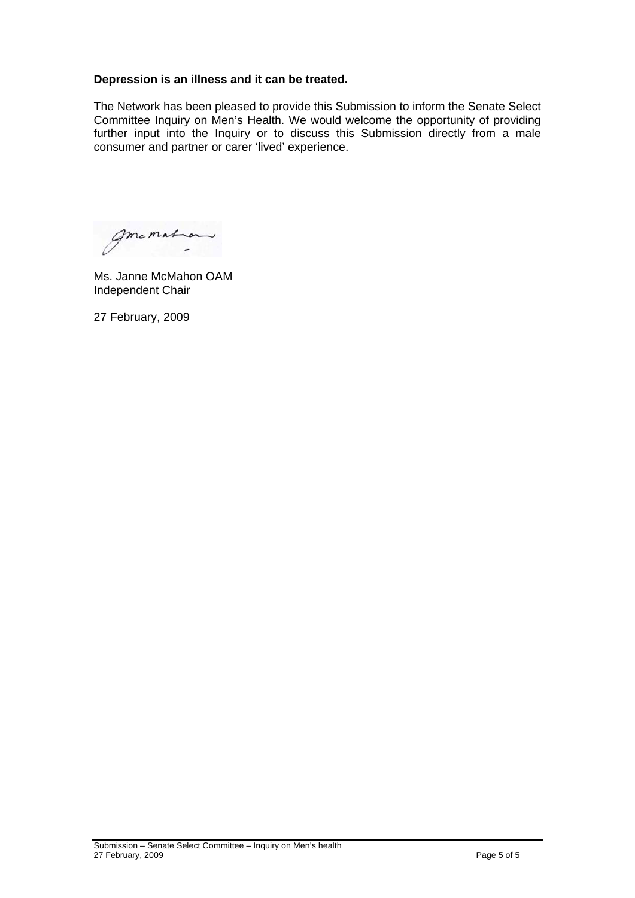**Depression is an illness and it can be treated.**

The Network has been pleased to provide this Submission to inform the Senate Select Committee Inquiry on Men's Health. We would welcome the opportunity of providing further input into the Inquiry or to discuss this Submission directly from a male consumer and partner or carer 'lived' experience.

Ms. Janne McMahon OAM
Independent Chair

27 February, 2009